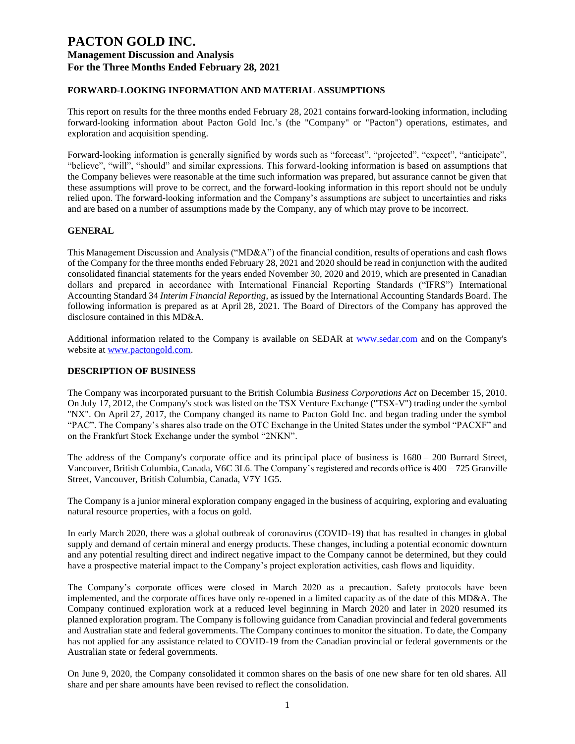# PACTON GOLD INC.

## Management Discussion and Analysis
## For the Three Months Ended February 28, 2021

### FORWARD-LOOKING INFORMATION AND MATERIAL ASSUMPTIONS

This report on results for the three months ended February 28, 2021 contains forward-looking information, including forward-looking information about Pacton Gold Inc.'s (the "Company" or "Pacton") operations, estimates, and exploration and acquisition spending.

Forward-looking information is generally signified by words such as "forecast", "projected", "expect", "anticipate", "believe", "will", "should" and similar expressions. This forward-looking information is based on assumptions that the Company believes were reasonable at the time such information was prepared, but assurance cannot be given that these assumptions will prove to be correct, and the forward-looking information in this report should not be unduly relied upon. The forward-looking information and the Company's assumptions are subject to uncertainties and risks and are based on a number of assumptions made by the Company, any of which may prove to be incorrect.

### GENERAL

This Management Discussion and Analysis ("MD&A") of the financial condition, results of operations and cash flows of the Company for the three months ended February 28, 2021 and 2020 should be read in conjunction with the audited consolidated financial statements for the years ended November 30, 2020 and 2019, which are presented in Canadian dollars and prepared in accordance with International Financial Reporting Standards ("IFRS") International Accounting Standard 34 *Interim Financial Reporting*, as issued by the International Accounting Standards Board. The following information is prepared as at April 28, 2021. The Board of Directors of the Company has approved the disclosure contained in this MD&A.

Additional information related to the Company is available on SEDAR at [www.sedar.com](http://www.sedar.com) and on the Company's website at [www.pactongold.com](http://www.pactongold.com).

### DESCRIPTION OF BUSINESS

The Company was incorporated pursuant to the British Columbia *Business Corporations Act* on December 15, 2010. On July 17, 2012, the Company's stock was listed on the TSX Venture Exchange ("TSX-V") trading under the symbol "NX". On April 27, 2017, the Company changed its name to Pacton Gold Inc. and began trading under the symbol "PAC". The Company's shares also trade on the OTC Exchange in the United States under the symbol "PACXF" and on the Frankfurt Stock Exchange under the symbol "2NKN".

The address of the Company's corporate office and its principal place of business is 1680 – 200 Burrard Street, Vancouver, British Columbia, Canada, V6C 3L6. The Company's registered and records office is 400 – 725 Granville Street, Vancouver, British Columbia, Canada, V7Y 1G5.

The Company is a junior mineral exploration company engaged in the business of acquiring, exploring and evaluating natural resource properties, with a focus on gold.

In early March 2020, there was a global outbreak of coronavirus (COVID-19) that has resulted in changes in global supply and demand of certain mineral and energy products. These changes, including a potential economic downturn and any potential resulting direct and indirect negative impact to the Company cannot be determined, but they could have a prospective material impact to the Company's project exploration activities, cash flows and liquidity.

The Company's corporate offices were closed in March 2020 as a precaution. Safety protocols have been implemented, and the corporate offices have only re-opened in a limited capacity as of the date of this MD&A. The Company continued exploration work at a reduced level beginning in March 2020 and later in 2020 resumed its planned exploration program. The Company is following guidance from Canadian provincial and federal governments and Australian state and federal governments. The Company continues to monitor the situation. To date, the Company has not applied for any assistance related to COVID-19 from the Canadian provincial or federal governments or the Australian state or federal governments.

On June 9, 2020, the Company consolidated it common shares on the basis of one new share for ten old shares. All share and per share amounts have been revised to reflect the consolidation.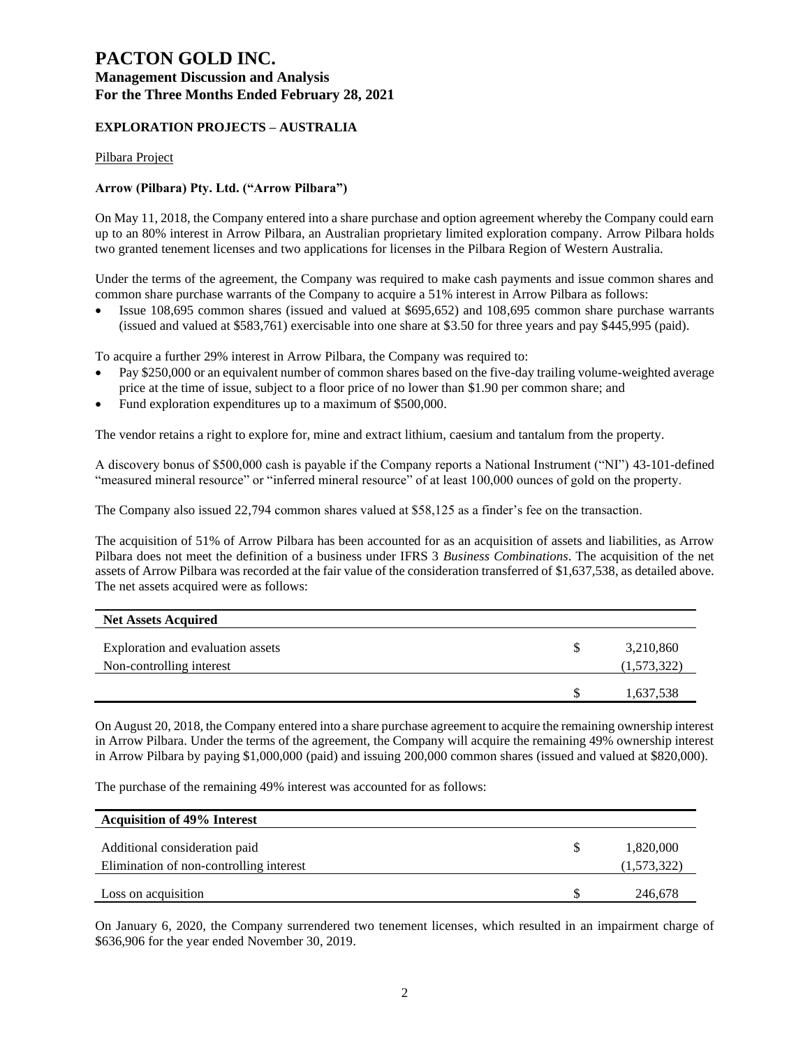# PACTON GOLD INC.
## Management Discussion and Analysis
## For the Three Months Ended February 28, 2021

### EXPLORATION PROJECTS – AUSTRALIA

Pilbara Project

**Arrow (Pilbara) Pty. Ltd. ("Arrow Pilbara")**

On May 11, 2018, the Company entered into a share purchase and option agreement whereby the Company could earn up to an 80% interest in Arrow Pilbara, an Australian proprietary limited exploration company. Arrow Pilbara holds two granted tenement licenses and two applications for licenses in the Pilbara Region of Western Australia.

Under the terms of the agreement, the Company was required to make cash payments and issue common shares and common share purchase warrants of the Company to acquire a 51% interest in Arrow Pilbara as follows:

- Issue 108,695 common shares (issued and valued at $695,652) and 108,695 common share purchase warrants (issued and valued at $583,761) exercisable into one share at $3.50 for three years and pay $445,995 (paid).

To acquire a further 29% interest in Arrow Pilbara, the Company was required to:

- Pay $250,000 or an equivalent number of common shares based on the five-day trailing volume-weighted average price at the time of issue, subject to a floor price of no lower than $1.90 per common share; and
- Fund exploration expenditures up to a maximum of $500,000.

The vendor retains a right to explore for, mine and extract lithium, caesium and tantalum from the property.

A discovery bonus of $500,000 cash is payable if the Company reports a National Instrument ("NI") 43-101-defined "measured mineral resource" or "inferred mineral resource" of at least 100,000 ounces of gold on the property.

The Company also issued 22,794 common shares valued at $58,125 as a finder's fee on the transaction.

The acquisition of 51% of Arrow Pilbara has been accounted for as an acquisition of assets and liabilities, as Arrow Pilbara does not meet the definition of a business under IFRS 3 *Business Combinations*. The acquisition of the net assets of Arrow Pilbara was recorded at the fair value of the consideration transferred of $1,637,538, as detailed above. The net assets acquired were as follows:

| **Net Assets Acquired** | | |
|---|---|---|
| Exploration and evaluation assets | $ | 3,210,860 |
| Non-controlling interest | | (1,573,322) |
| | $ | 1,637,538 |

On August 20, 2018, the Company entered into a share purchase agreement to acquire the remaining ownership interest in Arrow Pilbara. Under the terms of the agreement, the Company will acquire the remaining 49% ownership interest in Arrow Pilbara by paying $1,000,000 (paid) and issuing 200,000 common shares (issued and valued at $820,000).

The purchase of the remaining 49% interest was accounted for as follows:

| **Acquisition of 49% Interest** | | |
|---|---|---|
| Additional consideration paid | $ | 1,820,000 |
| Elimination of non-controlling interest | | (1,573,322) |
| Loss on acquisition | $ | 246,678 |

On January 6, 2020, the Company surrendered two tenement licenses, which resulted in an impairment charge of $636,906 for the year ended November 30, 2019.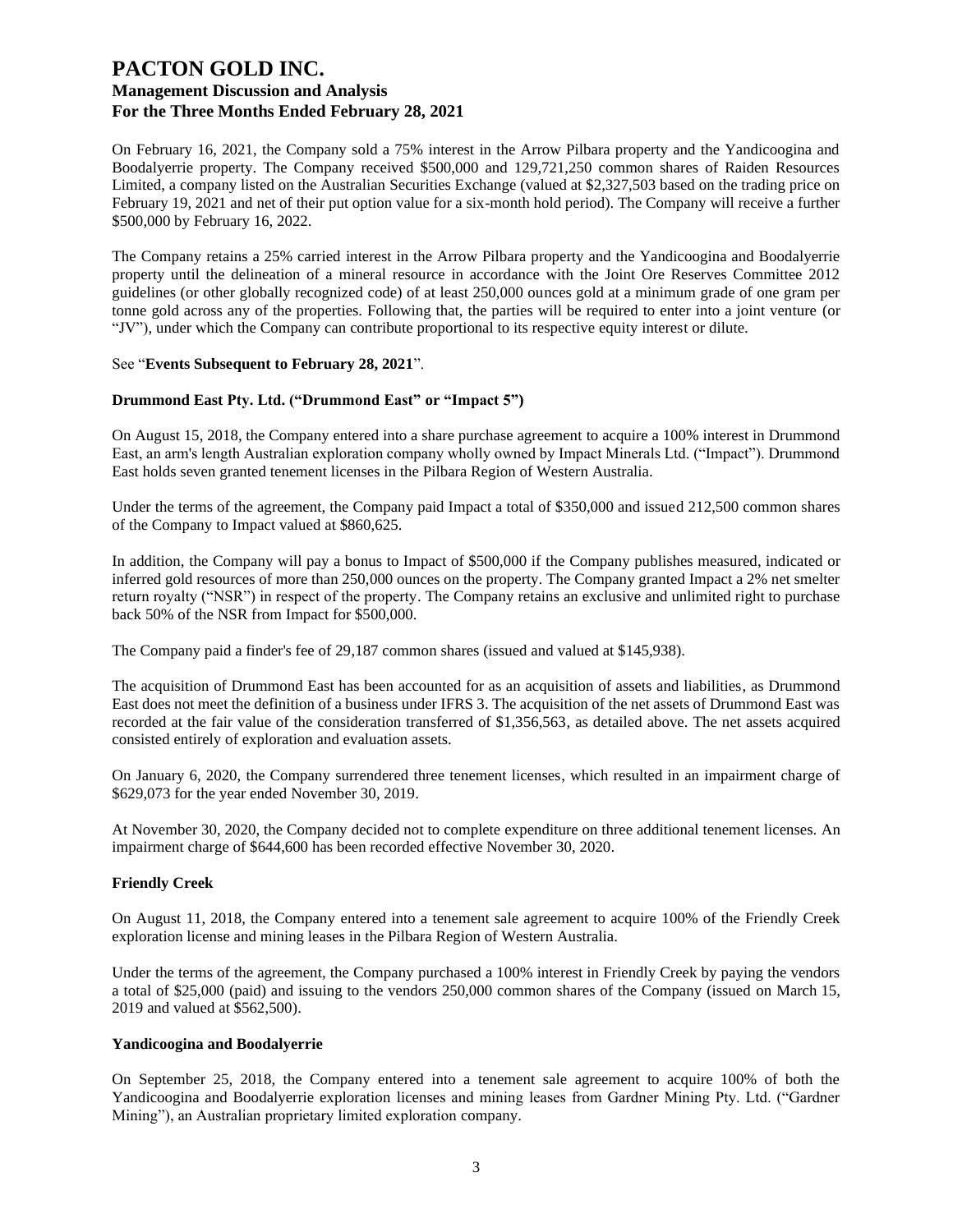On February 16, 2021, the Company sold a 75% interest in the Arrow Pilbara property and the Yandicoogina and Boodalyerrie property. The Company received $500,000 and 129,721,250 common shares of Raiden Resources Limited, a company listed on the Australian Securities Exchange (valued at $2,327,503 based on the trading price on February 19, 2021 and net of their put option value for a six-month hold period). The Company will receive a further $500,000 by February 16, 2022.

The Company retains a 25% carried interest in the Arrow Pilbara property and the Yandicoogina and Boodalyerrie property until the delineation of a mineral resource in accordance with the Joint Ore Reserves Committee 2012 guidelines (or other globally recognized code) of at least 250,000 ounces gold at a minimum grade of one gram per tonne gold across any of the properties. Following that, the parties will be required to enter into a joint venture (or "JV"), under which the Company can contribute proportional to its respective equity interest or dilute.

See "**Events Subsequent to February 28, 2021**".

### Drummond East Pty. Ltd. ("Drummond East" or "Impact 5")

On August 15, 2018, the Company entered into a share purchase agreement to acquire a 100% interest in Drummond East, an arm's length Australian exploration company wholly owned by Impact Minerals Ltd. ("Impact"). Drummond East holds seven granted tenement licenses in the Pilbara Region of Western Australia.

Under the terms of the agreement, the Company paid Impact a total of $350,000 and issued 212,500 common shares of the Company to Impact valued at $860,625.

In addition, the Company will pay a bonus to Impact of $500,000 if the Company publishes measured, indicated or inferred gold resources of more than 250,000 ounces on the property. The Company granted Impact a 2% net smelter return royalty ("NSR") in respect of the property. The Company retains an exclusive and unlimited right to purchase back 50% of the NSR from Impact for $500,000.

The Company paid a finder's fee of 29,187 common shares (issued and valued at $145,938).

The acquisition of Drummond East has been accounted for as an acquisition of assets and liabilities, as Drummond East does not meet the definition of a business under IFRS 3. The acquisition of the net assets of Drummond East was recorded at the fair value of the consideration transferred of $1,356,563, as detailed above. The net assets acquired consisted entirely of exploration and evaluation assets.

On January 6, 2020, the Company surrendered three tenement licenses, which resulted in an impairment charge of $629,073 for the year ended November 30, 2019.

At November 30, 2020, the Company decided not to complete expenditure on three additional tenement licenses. An impairment charge of $644,600 has been recorded effective November 30, 2020.

### Friendly Creek

On August 11, 2018, the Company entered into a tenement sale agreement to acquire 100% of the Friendly Creek exploration license and mining leases in the Pilbara Region of Western Australia.

Under the terms of the agreement, the Company purchased a 100% interest in Friendly Creek by paying the vendors a total of $25,000 (paid) and issuing to the vendors 250,000 common shares of the Company (issued on March 15, 2019 and valued at $562,500).

### Yandicoogina and Boodalyerrie

On September 25, 2018, the Company entered into a tenement sale agreement to acquire 100% of both the Yandicoogina and Boodalyerrie exploration licenses and mining leases from Gardner Mining Pty. Ltd. ("Gardner Mining"), an Australian proprietary limited exploration company.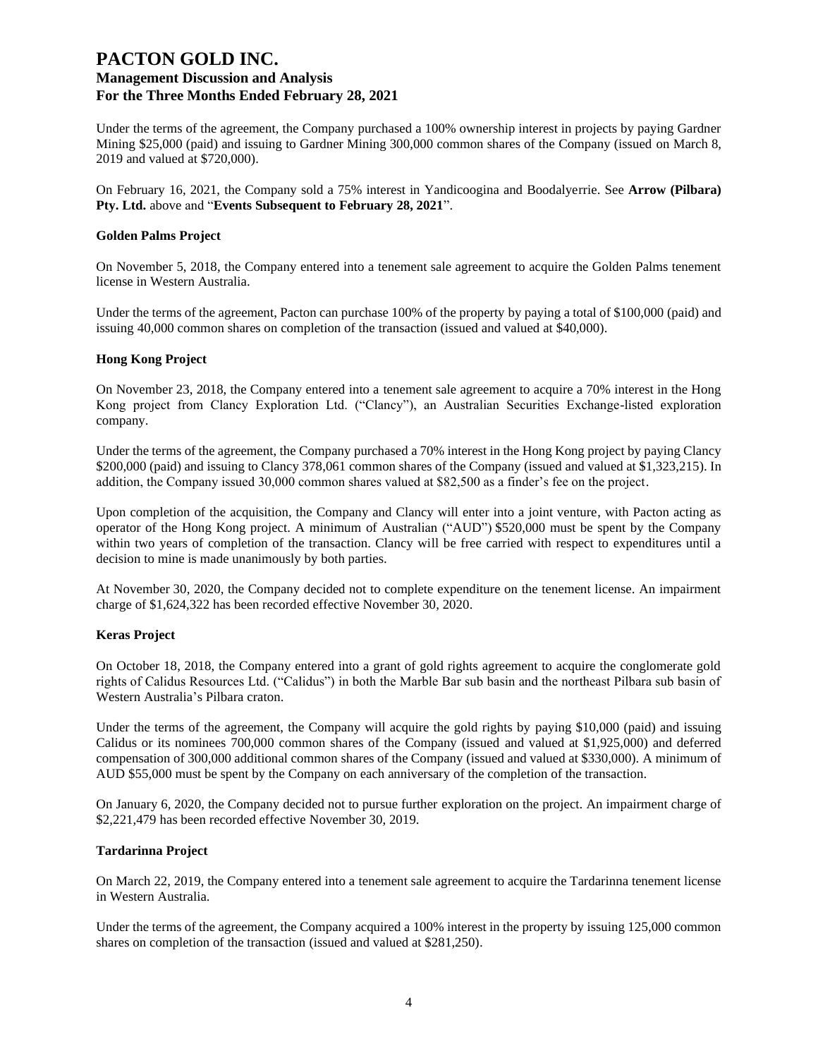Under the terms of the agreement, the Company purchased a 100% ownership interest in projects by paying Gardner Mining $25,000 (paid) and issuing to Gardner Mining 300,000 common shares of the Company (issued on March 8, 2019 and valued at $720,000).

On February 16, 2021, the Company sold a 75% interest in Yandicoogina and Boodalyerrie. See **Arrow (Pilbara) Pty. Ltd.** above and "**Events Subsequent to February 28, 2021**".

### Golden Palms Project

On November 5, 2018, the Company entered into a tenement sale agreement to acquire the Golden Palms tenement license in Western Australia.

Under the terms of the agreement, Pacton can purchase 100% of the property by paying a total of $100,000 (paid) and issuing 40,000 common shares on completion of the transaction (issued and valued at $40,000).

### Hong Kong Project

On November 23, 2018, the Company entered into a tenement sale agreement to acquire a 70% interest in the Hong Kong project from Clancy Exploration Ltd. ("Clancy"), an Australian Securities Exchange-listed exploration company.

Under the terms of the agreement, the Company purchased a 70% interest in the Hong Kong project by paying Clancy $200,000 (paid) and issuing to Clancy 378,061 common shares of the Company (issued and valued at $1,323,215). In addition, the Company issued 30,000 common shares valued at $82,500 as a finder's fee on the project.

Upon completion of the acquisition, the Company and Clancy will enter into a joint venture, with Pacton acting as operator of the Hong Kong project. A minimum of Australian ("AUD") $520,000 must be spent by the Company within two years of completion of the transaction. Clancy will be free carried with respect to expenditures until a decision to mine is made unanimously by both parties.

At November 30, 2020, the Company decided not to complete expenditure on the tenement license. An impairment charge of $1,624,322 has been recorded effective November 30, 2020.

### Keras Project

On October 18, 2018, the Company entered into a grant of gold rights agreement to acquire the conglomerate gold rights of Calidus Resources Ltd. ("Calidus") in both the Marble Bar sub basin and the northeast Pilbara sub basin of Western Australia's Pilbara craton.

Under the terms of the agreement, the Company will acquire the gold rights by paying $10,000 (paid) and issuing Calidus or its nominees 700,000 common shares of the Company (issued and valued at $1,925,000) and deferred compensation of 300,000 additional common shares of the Company (issued and valued at $330,000). A minimum of AUD $55,000 must be spent by the Company on each anniversary of the completion of the transaction.

On January 6, 2020, the Company decided not to pursue further exploration on the project. An impairment charge of $2,221,479 has been recorded effective November 30, 2019.

### Tardarinna Project

On March 22, 2019, the Company entered into a tenement sale agreement to acquire the Tardarinna tenement license in Western Australia.

Under the terms of the agreement, the Company acquired a 100% interest in the property by issuing 125,000 common shares on completion of the transaction (issued and valued at $281,250).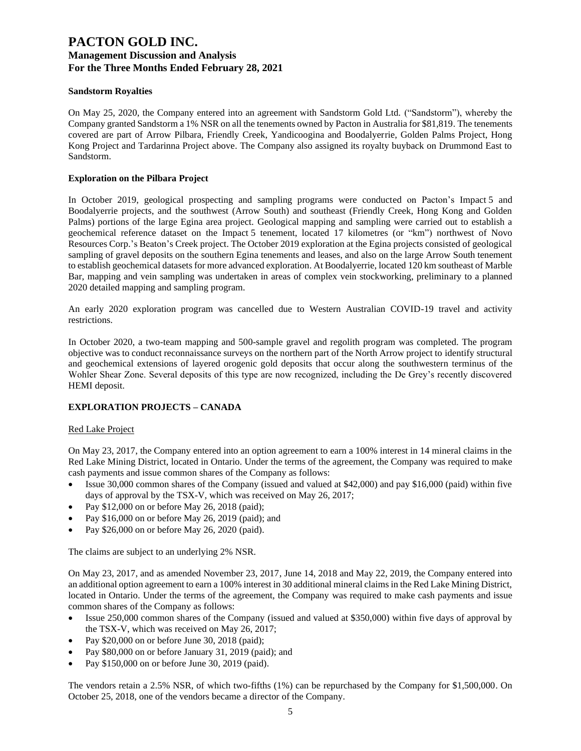#### Sandstorm Royalties

On May 25, 2020, the Company entered into an agreement with Sandstorm Gold Ltd. ("Sandstorm"), whereby the Company granted Sandstorm a 1% NSR on all the tenements owned by Pacton in Australia for $81,819. The tenements covered are part of Arrow Pilbara, Friendly Creek, Yandicoogina and Boodalyerrie, Golden Palms Project, Hong Kong Project and Tardarinna Project above. The Company also assigned its royalty buyback on Drummond East to Sandstorm.

#### Exploration on the Pilbara Project

In October 2019, geological prospecting and sampling programs were conducted on Pacton's Impact 5 and Boodalyerrie projects, and the southwest (Arrow South) and southeast (Friendly Creek, Hong Kong and Golden Palms) portions of the large Egina area project. Geological mapping and sampling were carried out to establish a geochemical reference dataset on the Impact 5 tenement, located 17 kilometres (or "km") northwest of Novo Resources Corp.'s Beaton's Creek project. The October 2019 exploration at the Egina projects consisted of geological sampling of gravel deposits on the southern Egina tenements and leases, and also on the large Arrow South tenement to establish geochemical datasets for more advanced exploration. At Boodalyerrie, located 120 km southeast of Marble Bar, mapping and vein sampling was undertaken in areas of complex vein stockworking, preliminary to a planned 2020 detailed mapping and sampling program.

An early 2020 exploration program was cancelled due to Western Australian COVID-19 travel and activity restrictions.

In October 2020, a two-team mapping and 500-sample gravel and regolith program was completed. The program objective was to conduct reconnaissance surveys on the northern part of the North Arrow project to identify structural and geochemical extensions of layered orogenic gold deposits that occur along the southwestern terminus of the Wohler Shear Zone. Several deposits of this type are now recognized, including the De Grey's recently discovered HEMI deposit.

### EXPLORATION PROJECTS – CANADA

Red Lake Project

On May 23, 2017, the Company entered into an option agreement to earn a 100% interest in 14 mineral claims in the Red Lake Mining District, located in Ontario. Under the terms of the agreement, the Company was required to make cash payments and issue common shares of the Company as follows:

- Issue 30,000 common shares of the Company (issued and valued at $42,000) and pay $16,000 (paid) within five days of approval by the TSX-V, which was received on May 26, 2017;
- Pay $12,000 on or before May 26, 2018 (paid);
- Pay $16,000 on or before May 26, 2019 (paid); and
- Pay $26,000 on or before May 26, 2020 (paid).

The claims are subject to an underlying 2% NSR.

On May 23, 2017, and as amended November 23, 2017, June 14, 2018 and May 22, 2019, the Company entered into an additional option agreement to earn a 100% interest in 30 additional mineral claims in the Red Lake Mining District, located in Ontario. Under the terms of the agreement, the Company was required to make cash payments and issue common shares of the Company as follows:

- Issue 250,000 common shares of the Company (issued and valued at $350,000) within five days of approval by the TSX-V, which was received on May 26, 2017;
- Pay $20,000 on or before June 30, 2018 (paid);
- Pay $80,000 on or before January 31, 2019 (paid); and
- Pay $150,000 on or before June 30, 2019 (paid).

The vendors retain a 2.5% NSR, of which two-fifths (1%) can be repurchased by the Company for $1,500,000. On October 25, 2018, one of the vendors became a director of the Company.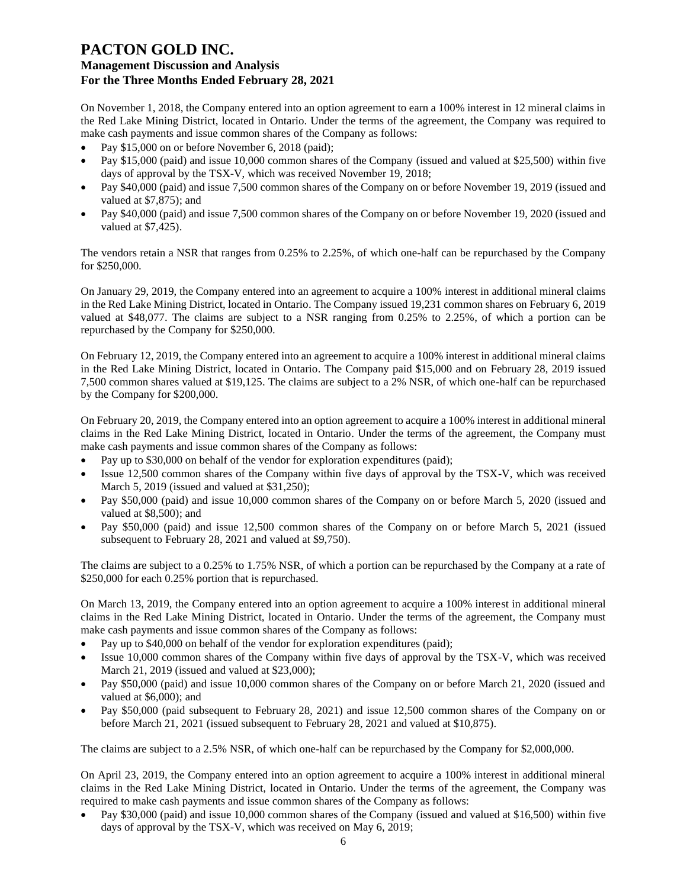On November 1, 2018, the Company entered into an option agreement to earn a 100% interest in 12 mineral claims in the Red Lake Mining District, located in Ontario. Under the terms of the agreement, the Company was required to make cash payments and issue common shares of the Company as follows:

- Pay $15,000 on or before November 6, 2018 (paid);
- Pay $15,000 (paid) and issue 10,000 common shares of the Company (issued and valued at $25,500) within five days of approval by the TSX-V, which was received November 19, 2018;
- Pay $40,000 (paid) and issue 7,500 common shares of the Company on or before November 19, 2019 (issued and valued at $7,875); and
- Pay $40,000 (paid) and issue 7,500 common shares of the Company on or before November 19, 2020 (issued and valued at $7,425).

The vendors retain a NSR that ranges from 0.25% to 2.25%, of which one-half can be repurchased by the Company for $250,000.

On January 29, 2019, the Company entered into an agreement to acquire a 100% interest in additional mineral claims in the Red Lake Mining District, located in Ontario. The Company issued 19,231 common shares on February 6, 2019 valued at $48,077. The claims are subject to a NSR ranging from 0.25% to 2.25%, of which a portion can be repurchased by the Company for $250,000.

On February 12, 2019, the Company entered into an agreement to acquire a 100% interest in additional mineral claims in the Red Lake Mining District, located in Ontario. The Company paid $15,000 and on February 28, 2019 issued 7,500 common shares valued at $19,125. The claims are subject to a 2% NSR, of which one-half can be repurchased by the Company for $200,000.

On February 20, 2019, the Company entered into an option agreement to acquire a 100% interest in additional mineral claims in the Red Lake Mining District, located in Ontario. Under the terms of the agreement, the Company must make cash payments and issue common shares of the Company as follows:

- Pay up to $30,000 on behalf of the vendor for exploration expenditures (paid);
- Issue 12,500 common shares of the Company within five days of approval by the TSX-V, which was received March 5, 2019 (issued and valued at $31,250);
- Pay $50,000 (paid) and issue 10,000 common shares of the Company on or before March 5, 2020 (issued and valued at $8,500); and
- Pay $50,000 (paid) and issue 12,500 common shares of the Company on or before March 5, 2021 (issued subsequent to February 28, 2021 and valued at $9,750).

The claims are subject to a 0.25% to 1.75% NSR, of which a portion can be repurchased by the Company at a rate of $250,000 for each 0.25% portion that is repurchased.

On March 13, 2019, the Company entered into an option agreement to acquire a 100% interest in additional mineral claims in the Red Lake Mining District, located in Ontario. Under the terms of the agreement, the Company must make cash payments and issue common shares of the Company as follows:

- Pay up to $40,000 on behalf of the vendor for exploration expenditures (paid);
- Issue 10,000 common shares of the Company within five days of approval by the TSX-V, which was received March 21, 2019 (issued and valued at $23,000);
- Pay $50,000 (paid) and issue 10,000 common shares of the Company on or before March 21, 2020 (issued and valued at $6,000); and
- Pay $50,000 (paid subsequent to February 28, 2021) and issue 12,500 common shares of the Company on or before March 21, 2021 (issued subsequent to February 28, 2021 and valued at $10,875).

The claims are subject to a 2.5% NSR, of which one-half can be repurchased by the Company for $2,000,000.

On April 23, 2019, the Company entered into an option agreement to acquire a 100% interest in additional mineral claims in the Red Lake Mining District, located in Ontario. Under the terms of the agreement, the Company was required to make cash payments and issue common shares of the Company as follows:

- Pay $30,000 (paid) and issue 10,000 common shares of the Company (issued and valued at $16,500) within five days of approval by the TSX-V, which was received on May 6, 2019;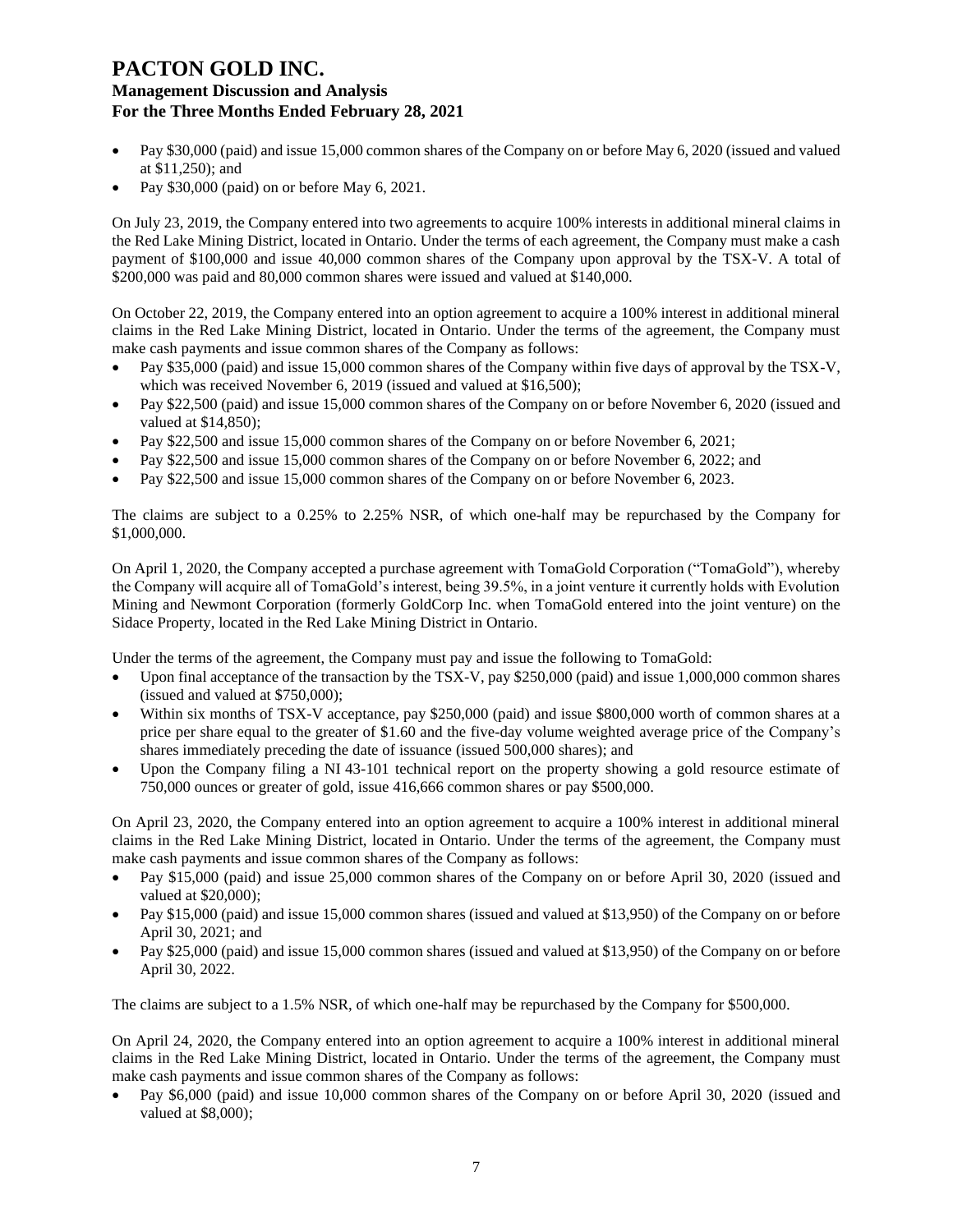- Pay $30,000 (paid) and issue 15,000 common shares of the Company on or before May 6, 2020 (issued and valued at $11,250); and
- Pay $30,000 (paid) on or before May 6, 2021.

On July 23, 2019, the Company entered into two agreements to acquire 100% interests in additional mineral claims in the Red Lake Mining District, located in Ontario. Under the terms of each agreement, the Company must make a cash payment of $100,000 and issue 40,000 common shares of the Company upon approval by the TSX-V. A total of $200,000 was paid and 80,000 common shares were issued and valued at $140,000.

On October 22, 2019, the Company entered into an option agreement to acquire a 100% interest in additional mineral claims in the Red Lake Mining District, located in Ontario. Under the terms of the agreement, the Company must make cash payments and issue common shares of the Company as follows:

- Pay $35,000 (paid) and issue 15,000 common shares of the Company within five days of approval by the TSX-V, which was received November 6, 2019 (issued and valued at $16,500);
- Pay $22,500 (paid) and issue 15,000 common shares of the Company on or before November 6, 2020 (issued and valued at $14,850);
- Pay $22,500 and issue 15,000 common shares of the Company on or before November 6, 2021;
- Pay $22,500 and issue 15,000 common shares of the Company on or before November 6, 2022; and
- Pay $22,500 and issue 15,000 common shares of the Company on or before November 6, 2023.

The claims are subject to a 0.25% to 2.25% NSR, of which one-half may be repurchased by the Company for $1,000,000.

On April 1, 2020, the Company accepted a purchase agreement with TomaGold Corporation ("TomaGold"), whereby the Company will acquire all of TomaGold's interest, being 39.5%, in a joint venture it currently holds with Evolution Mining and Newmont Corporation (formerly GoldCorp Inc. when TomaGold entered into the joint venture) on the Sidace Property, located in the Red Lake Mining District in Ontario.

Under the terms of the agreement, the Company must pay and issue the following to TomaGold:

- Upon final acceptance of the transaction by the TSX-V, pay $250,000 (paid) and issue 1,000,000 common shares (issued and valued at $750,000);
- Within six months of TSX-V acceptance, pay $250,000 (paid) and issue $800,000 worth of common shares at a price per share equal to the greater of $1.60 and the five-day volume weighted average price of the Company's shares immediately preceding the date of issuance (issued 500,000 shares); and
- Upon the Company filing a NI 43-101 technical report on the property showing a gold resource estimate of 750,000 ounces or greater of gold, issue 416,666 common shares or pay $500,000.

On April 23, 2020, the Company entered into an option agreement to acquire a 100% interest in additional mineral claims in the Red Lake Mining District, located in Ontario. Under the terms of the agreement, the Company must make cash payments and issue common shares of the Company as follows:

- Pay $15,000 (paid) and issue 25,000 common shares of the Company on or before April 30, 2020 (issued and valued at $20,000);
- Pay $15,000 (paid) and issue 15,000 common shares (issued and valued at $13,950) of the Company on or before April 30, 2021; and
- Pay $25,000 (paid) and issue 15,000 common shares (issued and valued at $13,950) of the Company on or before April 30, 2022.

The claims are subject to a 1.5% NSR, of which one-half may be repurchased by the Company for $500,000.

On April 24, 2020, the Company entered into an option agreement to acquire a 100% interest in additional mineral claims in the Red Lake Mining District, located in Ontario. Under the terms of the agreement, the Company must make cash payments and issue common shares of the Company as follows:

- Pay $6,000 (paid) and issue 10,000 common shares of the Company on or before April 30, 2020 (issued and valued at $8,000);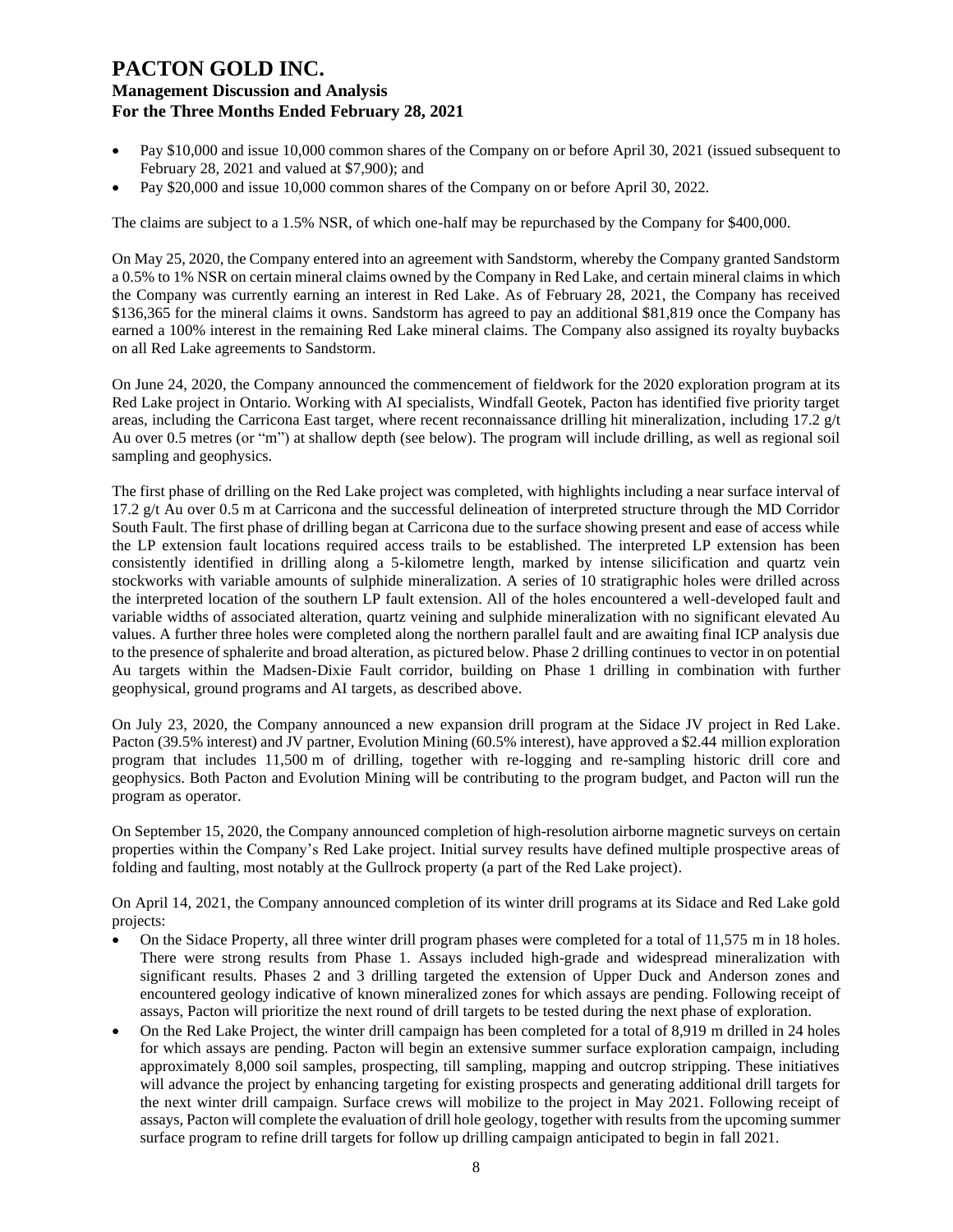- Pay \$10,000 and issue 10,000 common shares of the Company on or before April 30, 2021 (issued subsequent to February 28, 2021 and valued at \$7,900); and
- Pay \$20,000 and issue 10,000 common shares of the Company on or before April 30, 2022.

The claims are subject to a 1.5% NSR, of which one-half may be repurchased by the Company for \$400,000.

On May 25, 2020, the Company entered into an agreement with Sandstorm, whereby the Company granted Sandstorm a 0.5% to 1% NSR on certain mineral claims owned by the Company in Red Lake, and certain mineral claims in which the Company was currently earning an interest in Red Lake. As of February 28, 2021, the Company has received \$136,365 for the mineral claims it owns. Sandstorm has agreed to pay an additional \$81,819 once the Company has earned a 100% interest in the remaining Red Lake mineral claims. The Company also assigned its royalty buybacks on all Red Lake agreements to Sandstorm.

On June 24, 2020, the Company announced the commencement of fieldwork for the 2020 exploration program at its Red Lake project in Ontario. Working with AI specialists, Windfall Geotek, Pacton has identified five priority target areas, including the Carricona East target, where recent reconnaissance drilling hit mineralization, including 17.2 g/t Au over 0.5 metres (or "m") at shallow depth (see below). The program will include drilling, as well as regional soil sampling and geophysics.

The first phase of drilling on the Red Lake project was completed, with highlights including a near surface interval of 17.2 g/t Au over 0.5 m at Carricona and the successful delineation of interpreted structure through the MD Corridor South Fault. The first phase of drilling began at Carricona due to the surface showing present and ease of access while the LP extension fault locations required access trails to be established. The interpreted LP extension has been consistently identified in drilling along a 5-kilometre length, marked by intense silicification and quartz vein stockworks with variable amounts of sulphide mineralization. A series of 10 stratigraphic holes were drilled across the interpreted location of the southern LP fault extension. All of the holes encountered a well-developed fault and variable widths of associated alteration, quartz veining and sulphide mineralization with no significant elevated Au values. A further three holes were completed along the northern parallel fault and are awaiting final ICP analysis due to the presence of sphalerite and broad alteration, as pictured below. Phase 2 drilling continues to vector in on potential Au targets within the Madsen-Dixie Fault corridor, building on Phase 1 drilling in combination with further geophysical, ground programs and AI targets, as described above.

On July 23, 2020, the Company announced a new expansion drill program at the Sidace JV project in Red Lake. Pacton (39.5% interest) and JV partner, Evolution Mining (60.5% interest), have approved a \$2.44 million exploration program that includes 11,500 m of drilling, together with re-logging and re-sampling historic drill core and geophysics. Both Pacton and Evolution Mining will be contributing to the program budget, and Pacton will run the program as operator.

On September 15, 2020, the Company announced completion of high-resolution airborne magnetic surveys on certain properties within the Company's Red Lake project. Initial survey results have defined multiple prospective areas of folding and faulting, most notably at the Gullrock property (a part of the Red Lake project).

On April 14, 2021, the Company announced completion of its winter drill programs at its Sidace and Red Lake gold projects:

- On the Sidace Property, all three winter drill program phases were completed for a total of 11,575 m in 18 holes. There were strong results from Phase 1. Assays included high-grade and widespread mineralization with significant results. Phases 2 and 3 drilling targeted the extension of Upper Duck and Anderson zones and encountered geology indicative of known mineralized zones for which assays are pending. Following receipt of assays, Pacton will prioritize the next round of drill targets to be tested during the next phase of exploration.
- On the Red Lake Project, the winter drill campaign has been completed for a total of 8,919 m drilled in 24 holes for which assays are pending. Pacton will begin an extensive summer surface exploration campaign, including approximately 8,000 soil samples, prospecting, till sampling, mapping and outcrop stripping. These initiatives will advance the project by enhancing targeting for existing prospects and generating additional drill targets for the next winter drill campaign. Surface crews will mobilize to the project in May 2021. Following receipt of assays, Pacton will complete the evaluation of drill hole geology, together with results from the upcoming summer surface program to refine drill targets for follow up drilling campaign anticipated to begin in fall 2021.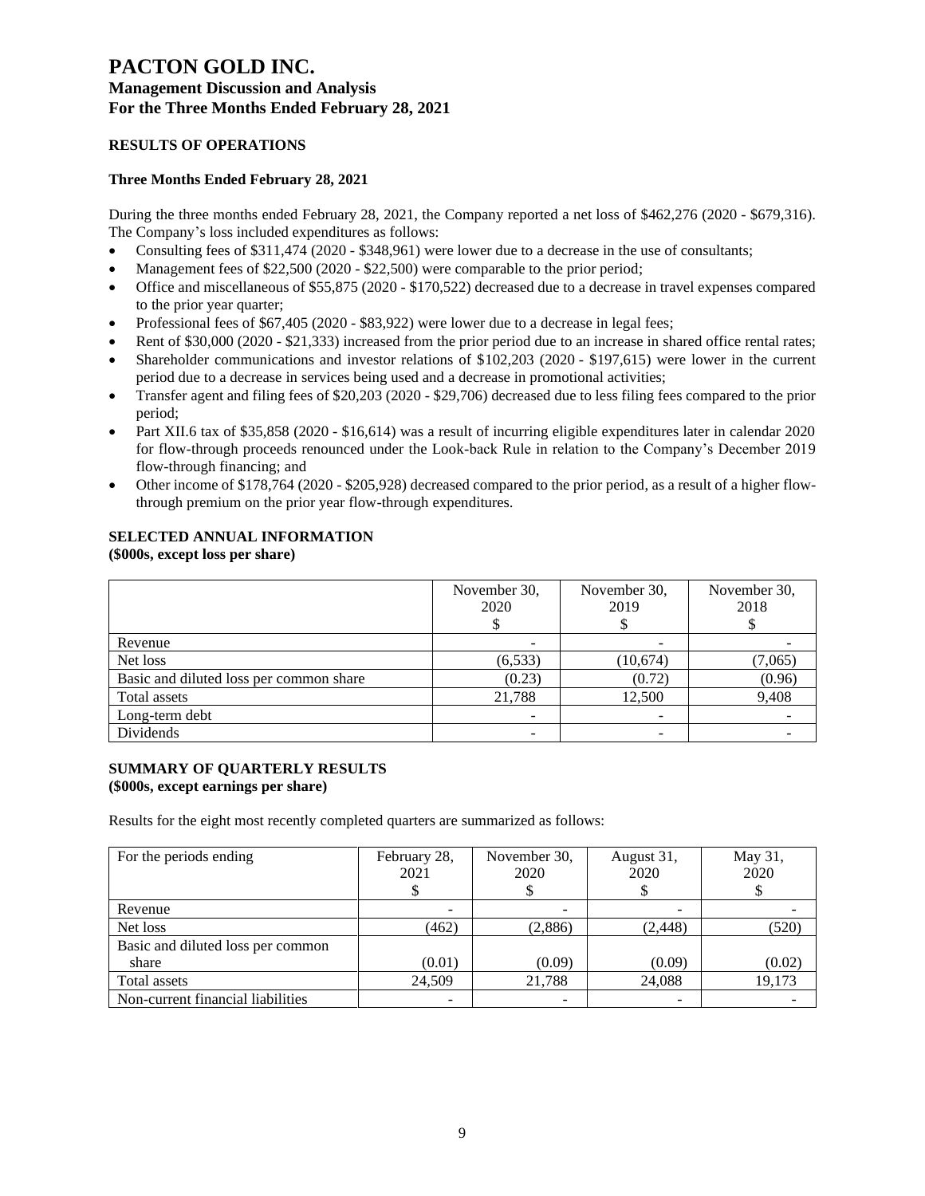# PACTON GOLD INC.

## Management Discussion and Analysis

## For the Three Months Ended February 28, 2021

### RESULTS OF OPERATIONS

#### Three Months Ended February 28, 2021

During the three months ended February 28, 2021, the Company reported a net loss of $462,276 (2020 - $679,316). The Company's loss included expenditures as follows:

- Consulting fees of $311,474 (2020 - $348,961) were lower due to a decrease in the use of consultants;
- Management fees of $22,500 (2020 - $22,500) were comparable to the prior period;
- Office and miscellaneous of $55,875 (2020 - $170,522) decreased due to a decrease in travel expenses compared to the prior year quarter;
- Professional fees of $67,405 (2020 - $83,922) were lower due to a decrease in legal fees;
- Rent of $30,000 (2020 - $21,333) increased from the prior period due to an increase in shared office rental rates;
- Shareholder communications and investor relations of $102,203 (2020 - $197,615) were lower in the current period due to a decrease in services being used and a decrease in promotional activities;
- Transfer agent and filing fees of $20,203 (2020 - $29,706) decreased due to less filing fees compared to the prior period;
- Part XII.6 tax of $35,858 (2020 - $16,614) was a result of incurring eligible expenditures later in calendar 2020 for flow-through proceeds renounced under the Look-back Rule in relation to the Company's December 2019 flow-through financing; and
- Other income of $178,764 (2020 - $205,928) decreased compared to the prior period, as a result of a higher flow-through premium on the prior year flow-through expenditures.

### SELECTED ANNUAL INFORMATION
**($000s, except loss per share)**

| | November 30, 2020 $ | November 30, 2019 $ | November 30, 2018 $ |
|---|---|---|---|
| Revenue | - | - | - |
| Net loss | (6,533) | (10,674) | (7,065) |
| Basic and diluted loss per common share | (0.23) | (0.72) | (0.96) |
| Total assets | 21,788 | 12,500 | 9,408 |
| Long-term debt | - | - | - |
| Dividends | - | - | - |

### SUMMARY OF QUARTERLY RESULTS
**($000s, except earnings per share)**

Results for the eight most recently completed quarters are summarized as follows:

| For the periods ending | February 28, 2021 $ | November 30, 2020 $ | August 31, 2020 $ | May 31, 2020 $ |
|---|---|---|---|---|
| Revenue | - | - | - | - |
| Net loss | (462) | (2,886) | (2,448) | (520) |
| Basic and diluted loss per common share | (0.01) | (0.09) | (0.09) | (0.02) |
| Total assets | 24,509 | 21,788 | 24,088 | 19,173 |
| Non-current financial liabilities | - | - | - | - |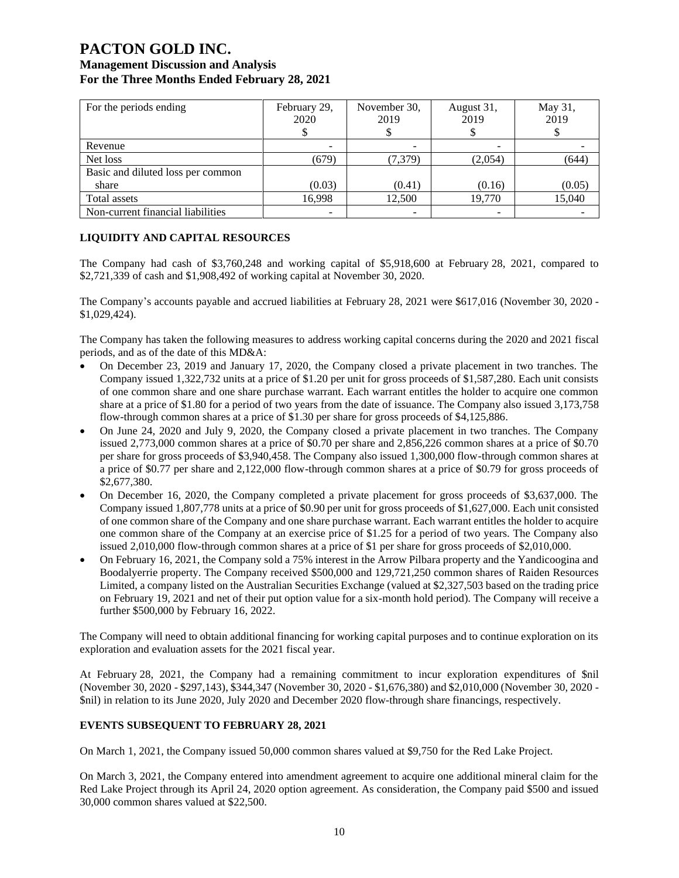| For the periods ending | February 29, 2020 $ | November 30, 2019 $ | August 31, 2019 $ | May 31, 2019 $ |
|---|---|---|---|---|
| Revenue | - | - | - | - |
| Net loss | (679) | (7,379) | (2,054) | (644) |
| Basic and diluted loss per common share | (0.03) | (0.41) | (0.16) | (0.05) |
| Total assets | 16,998 | 12,500 | 19,770 | 15,040 |
| Non-current financial liabilities | - | - | - | - |

## LIQUIDITY AND CAPITAL RESOURCES

The Company had cash of $3,760,248 and working capital of $5,918,600 at February 28, 2021, compared to $2,721,339 of cash and $1,908,492 of working capital at November 30, 2020.

The Company's accounts payable and accrued liabilities at February 28, 2021 were $617,016 (November 30, 2020 - $1,029,424).

The Company has taken the following measures to address working capital concerns during the 2020 and 2021 fiscal periods, and as of the date of this MD&A:

- On December 23, 2019 and January 17, 2020, the Company closed a private placement in two tranches. The Company issued 1,322,732 units at a price of $1.20 per unit for gross proceeds of $1,587,280. Each unit consists of one common share and one share purchase warrant. Each warrant entitles the holder to acquire one common share at a price of $1.80 for a period of two years from the date of issuance. The Company also issued 3,173,758 flow-through common shares at a price of $1.30 per share for gross proceeds of $4,125,886.
- On June 24, 2020 and July 9, 2020, the Company closed a private placement in two tranches. The Company issued 2,773,000 common shares at a price of $0.70 per share and 2,856,226 common shares at a price of $0.70 per share for gross proceeds of $3,940,458. The Company also issued 1,300,000 flow-through common shares at a price of $0.77 per share and 2,122,000 flow-through common shares at a price of $0.79 for gross proceeds of $2,677,380.
- On December 16, 2020, the Company completed a private placement for gross proceeds of $3,637,000. The Company issued 1,807,778 units at a price of $0.90 per unit for gross proceeds of $1,627,000. Each unit consisted of one common share of the Company and one share purchase warrant. Each warrant entitles the holder to acquire one common share of the Company at an exercise price of $1.25 for a period of two years. The Company also issued 2,010,000 flow-through common shares at a price of $1 per share for gross proceeds of $2,010,000.
- On February 16, 2021, the Company sold a 75% interest in the Arrow Pilbara property and the Yandicoogina and Boodalyerrie property. The Company received $500,000 and 129,721,250 common shares of Raiden Resources Limited, a company listed on the Australian Securities Exchange (valued at $2,327,503 based on the trading price on February 19, 2021 and net of their put option value for a six-month hold period). The Company will receive a further $500,000 by February 16, 2022.

The Company will need to obtain additional financing for working capital purposes and to continue exploration on its exploration and evaluation assets for the 2021 fiscal year.

At February 28, 2021, the Company had a remaining commitment to incur exploration expenditures of $nil (November 30, 2020 - $297,143), $344,347 (November 30, 2020 - $1,676,380) and $2,010,000 (November 30, 2020 - $nil) in relation to its June 2020, July 2020 and December 2020 flow-through share financings, respectively.

## EVENTS SUBSEQUENT TO FEBRUARY 28, 2021

On March 1, 2021, the Company issued 50,000 common shares valued at $9,750 for the Red Lake Project.

On March 3, 2021, the Company entered into amendment agreement to acquire one additional mineral claim for the Red Lake Project through its April 24, 2020 option agreement. As consideration, the Company paid $500 and issued 30,000 common shares valued at $22,500.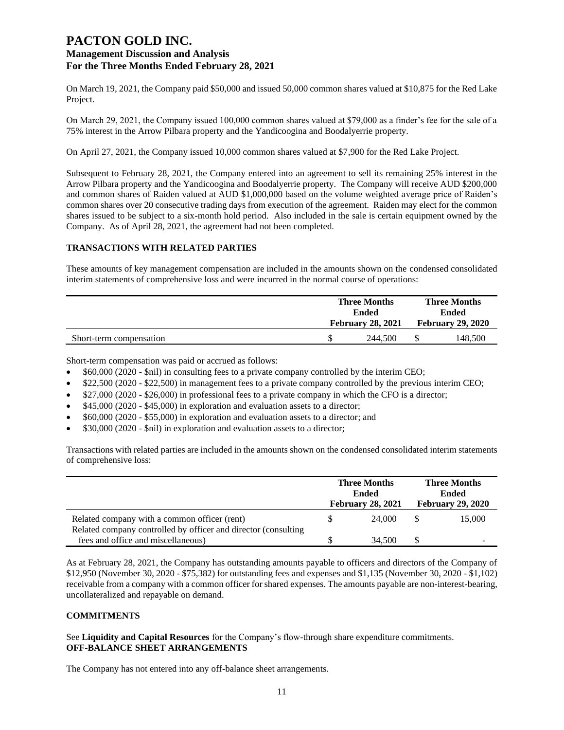On March 19, 2021, the Company paid $50,000 and issued 50,000 common shares valued at $10,875 for the Red Lake Project.

On March 29, 2021, the Company issued 100,000 common shares valued at $79,000 as a finder's fee for the sale of a 75% interest in the Arrow Pilbara property and the Yandicoogina and Boodalyerrie property.

On April 27, 2021, the Company issued 10,000 common shares valued at $7,900 for the Red Lake Project.

Subsequent to February 28, 2021, the Company entered into an agreement to sell its remaining 25% interest in the Arrow Pilbara property and the Yandicoogina and Boodalyerrie property. The Company will receive AUD $200,000 and common shares of Raiden valued at AUD $1,000,000 based on the volume weighted average price of Raiden's common shares over 20 consecutive trading days from execution of the agreement. Raiden may elect for the common shares issued to be subject to a six-month hold period. Also included in the sale is certain equipment owned by the Company. As of April 28, 2021, the agreement had not been completed.

## TRANSACTIONS WITH RELATED PARTIES

These amounts of key management compensation are included in the amounts shown on the condensed consolidated interim statements of comprehensive loss and were incurred in the normal course of operations:

| | Three Months Ended February 28, 2021 | Three Months Ended February 29, 2020 |
|---|---|---|
| Short-term compensation | $ 244,500 | $ 148,500 |

Short-term compensation was paid or accrued as follows:

- $60,000 (2020 - $nil) in consulting fees to a private company controlled by the interim CEO;
- $22,500 (2020 - $22,500) in management fees to a private company controlled by the previous interim CEO;
- $27,000 (2020 - $26,000) in professional fees to a private company in which the CFO is a director;
- $45,000 (2020 - $45,000) in exploration and evaluation assets to a director;
- $60,000 (2020 - $55,000) in exploration and evaluation assets to a director; and
- $30,000 (2020 - $nil) in exploration and evaluation assets to a director;

Transactions with related parties are included in the amounts shown on the condensed consolidated interim statements of comprehensive loss:

| | Three Months Ended February 28, 2021 | Three Months Ended February 29, 2020 |
|---|---|---|
| Related company with a common officer (rent) | $ 24,000 | $ 15,000 |
| Related company controlled by officer and director (consulting fees and office and miscellaneous) | $ 34,500 | $ - |

As at February 28, 2021, the Company has outstanding amounts payable to officers and directors of the Company of $12,950 (November 30, 2020 - $75,382) for outstanding fees and expenses and $1,135 (November 30, 2020 - $1,102) receivable from a company with a common officer for shared expenses. The amounts payable are non-interest-bearing, uncollateralized and repayable on demand.

## COMMITMENTS

See **Liquidity and Capital Resources** for the Company's flow-through share expenditure commitments.

## OFF-BALANCE SHEET ARRANGEMENTS

The Company has not entered into any off-balance sheet arrangements.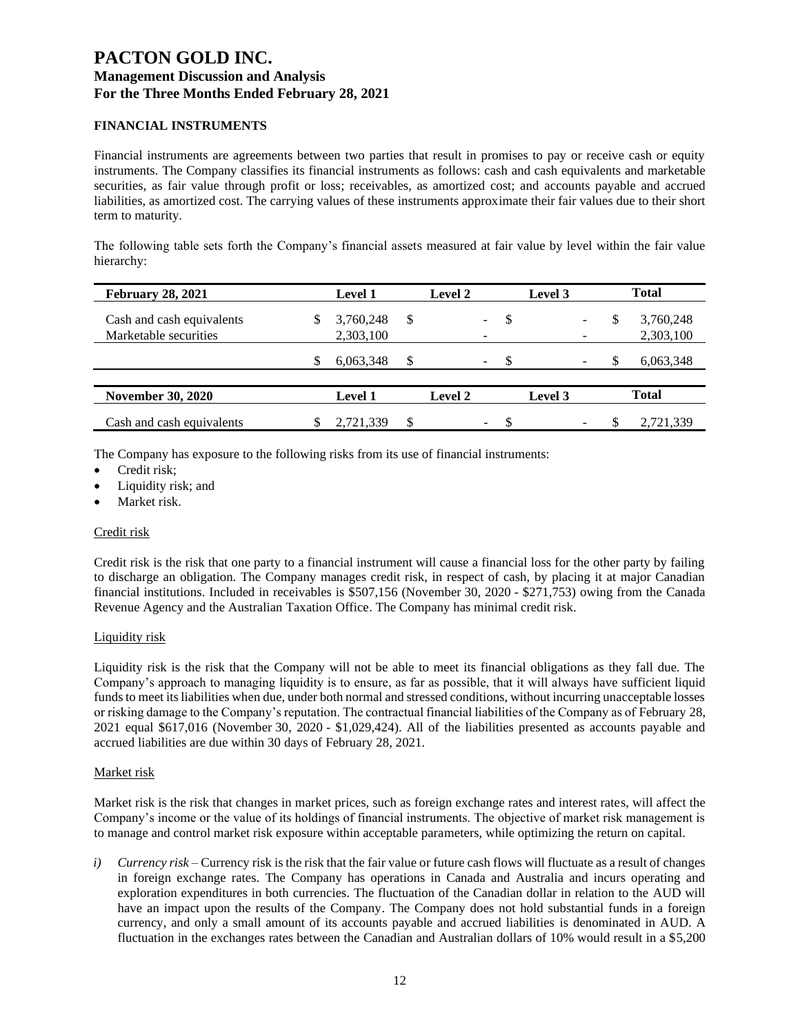# PACTON GOLD INC.

## Management Discussion and Analysis

## For the Three Months Ended February 28, 2021

### FINANCIAL INSTRUMENTS

Financial instruments are agreements between two parties that result in promises to pay or receive cash or equity instruments. The Company classifies its financial instruments as follows: cash and cash equivalents and marketable securities, as fair value through profit or loss; receivables, as amortized cost; and accounts payable and accrued liabilities, as amortized cost. The carrying values of these instruments approximate their fair values due to their short term to maturity.

The following table sets forth the Company's financial assets measured at fair value by level within the fair value hierarchy:

| February 28, 2021 | Level 1 | Level 2 | Level 3 | Total |
|---|---|---|---|---|
| Cash and cash equivalents | $ 3,760,248 | $ - | $ - | $ 3,760,248 |
| Marketable securities | 2,303,100 | - | - | 2,303,100 |
| | $ 6,063,348 | $ - | $ - | $ 6,063,348 |

| November 30, 2020 | Level 1 | Level 2 | Level 3 | Total |
|---|---|---|---|---|
| Cash and cash equivalents | $ 2,721,339 | $ - | $ - | $ 2,721,339 |

The Company has exposure to the following risks from its use of financial instruments:

- Credit risk;
- Liquidity risk; and
- Market risk.

Credit risk

Credit risk is the risk that one party to a financial instrument will cause a financial loss for the other party by failing to discharge an obligation. The Company manages credit risk, in respect of cash, by placing it at major Canadian financial institutions. Included in receivables is $507,156 (November 30, 2020 - $271,753) owing from the Canada Revenue Agency and the Australian Taxation Office. The Company has minimal credit risk.

Liquidity risk

Liquidity risk is the risk that the Company will not be able to meet its financial obligations as they fall due. The Company's approach to managing liquidity is to ensure, as far as possible, that it will always have sufficient liquid funds to meet its liabilities when due, under both normal and stressed conditions, without incurring unacceptable losses or risking damage to the Company's reputation. The contractual financial liabilities of the Company as of February 28, 2021 equal $617,016 (November 30, 2020 - $1,029,424). All of the liabilities presented as accounts payable and accrued liabilities are due within 30 days of February 28, 2021.

Market risk

Market risk is the risk that changes in market prices, such as foreign exchange rates and interest rates, will affect the Company's income or the value of its holdings of financial instruments. The objective of market risk management is to manage and control market risk exposure within acceptable parameters, while optimizing the return on capital.

*i)* *Currency risk* – Currency risk is the risk that the fair value or future cash flows will fluctuate as a result of changes in foreign exchange rates. The Company has operations in Canada and Australia and incurs operating and exploration expenditures in both currencies. The fluctuation of the Canadian dollar in relation to the AUD will have an impact upon the results of the Company. The Company does not hold substantial funds in a foreign currency, and only a small amount of its accounts payable and accrued liabilities is denominated in AUD. A fluctuation in the exchanges rates between the Canadian and Australian dollars of 10% would result in a $5,200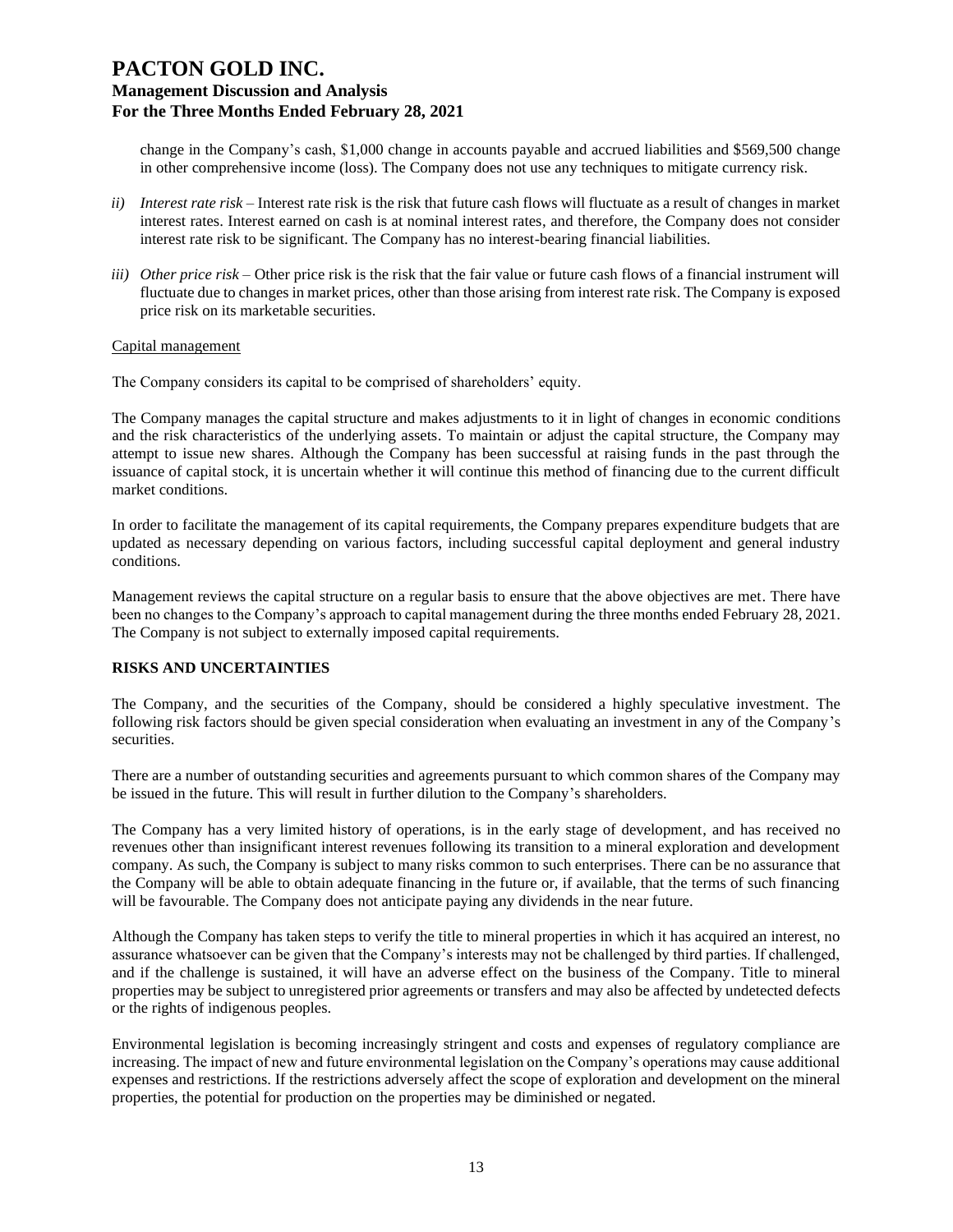change in the Company's cash, $1,000 change in accounts payable and accrued liabilities and $569,500 change in other comprehensive income (loss). The Company does not use any techniques to mitigate currency risk.

*ii) Interest rate risk* – Interest rate risk is the risk that future cash flows will fluctuate as a result of changes in market interest rates. Interest earned on cash is at nominal interest rates, and therefore, the Company does not consider interest rate risk to be significant. The Company has no interest-bearing financial liabilities.

*iii) Other price risk* – Other price risk is the risk that the fair value or future cash flows of a financial instrument will fluctuate due to changes in market prices, other than those arising from interest rate risk. The Company is exposed price risk on its marketable securities.

Capital management

The Company considers its capital to be comprised of shareholders' equity.

The Company manages the capital structure and makes adjustments to it in light of changes in economic conditions and the risk characteristics of the underlying assets. To maintain or adjust the capital structure, the Company may attempt to issue new shares. Although the Company has been successful at raising funds in the past through the issuance of capital stock, it is uncertain whether it will continue this method of financing due to the current difficult market conditions.

In order to facilitate the management of its capital requirements, the Company prepares expenditure budgets that are updated as necessary depending on various factors, including successful capital deployment and general industry conditions.

Management reviews the capital structure on a regular basis to ensure that the above objectives are met. There have been no changes to the Company's approach to capital management during the three months ended February 28, 2021. The Company is not subject to externally imposed capital requirements.

## RISKS AND UNCERTAINTIES

The Company, and the securities of the Company, should be considered a highly speculative investment. The following risk factors should be given special consideration when evaluating an investment in any of the Company's securities.

There are a number of outstanding securities and agreements pursuant to which common shares of the Company may be issued in the future. This will result in further dilution to the Company's shareholders.

The Company has a very limited history of operations, is in the early stage of development, and has received no revenues other than insignificant interest revenues following its transition to a mineral exploration and development company. As such, the Company is subject to many risks common to such enterprises. There can be no assurance that the Company will be able to obtain adequate financing in the future or, if available, that the terms of such financing will be favourable. The Company does not anticipate paying any dividends in the near future.

Although the Company has taken steps to verify the title to mineral properties in which it has acquired an interest, no assurance whatsoever can be given that the Company's interests may not be challenged by third parties. If challenged, and if the challenge is sustained, it will have an adverse effect on the business of the Company. Title to mineral properties may be subject to unregistered prior agreements or transfers and may also be affected by undetected defects or the rights of indigenous peoples.

Environmental legislation is becoming increasingly stringent and costs and expenses of regulatory compliance are increasing. The impact of new and future environmental legislation on the Company's operations may cause additional expenses and restrictions. If the restrictions adversely affect the scope of exploration and development on the mineral properties, the potential for production on the properties may be diminished or negated.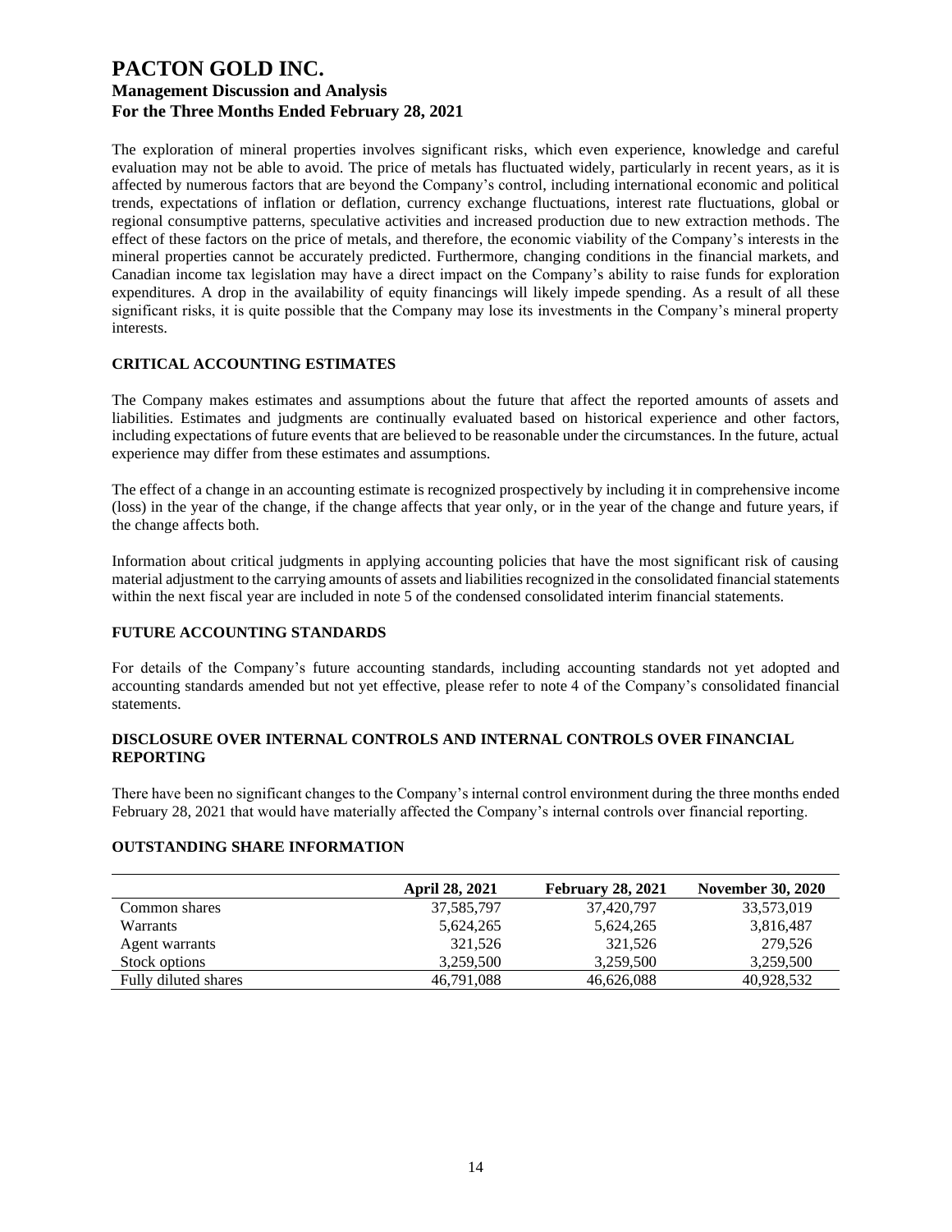The exploration of mineral properties involves significant risks, which even experience, knowledge and careful evaluation may not be able to avoid. The price of metals has fluctuated widely, particularly in recent years, as it is affected by numerous factors that are beyond the Company's control, including international economic and political trends, expectations of inflation or deflation, currency exchange fluctuations, interest rate fluctuations, global or regional consumptive patterns, speculative activities and increased production due to new extraction methods. The effect of these factors on the price of metals, and therefore, the economic viability of the Company's interests in the mineral properties cannot be accurately predicted. Furthermore, changing conditions in the financial markets, and Canadian income tax legislation may have a direct impact on the Company's ability to raise funds for exploration expenditures. A drop in the availability of equity financings will likely impede spending. As a result of all these significant risks, it is quite possible that the Company may lose its investments in the Company's mineral property interests.

## CRITICAL ACCOUNTING ESTIMATES

The Company makes estimates and assumptions about the future that affect the reported amounts of assets and liabilities. Estimates and judgments are continually evaluated based on historical experience and other factors, including expectations of future events that are believed to be reasonable under the circumstances. In the future, actual experience may differ from these estimates and assumptions.

The effect of a change in an accounting estimate is recognized prospectively by including it in comprehensive income (loss) in the year of the change, if the change affects that year only, or in the year of the change and future years, if the change affects both.

Information about critical judgments in applying accounting policies that have the most significant risk of causing material adjustment to the carrying amounts of assets and liabilities recognized in the consolidated financial statements within the next fiscal year are included in note 5 of the condensed consolidated interim financial statements.

## FUTURE ACCOUNTING STANDARDS

For details of the Company's future accounting standards, including accounting standards not yet adopted and accounting standards amended but not yet effective, please refer to note 4 of the Company's consolidated financial statements.

## DISCLOSURE OVER INTERNAL CONTROLS AND INTERNAL CONTROLS OVER FINANCIAL REPORTING

There have been no significant changes to the Company's internal control environment during the three months ended February 28, 2021 that would have materially affected the Company's internal controls over financial reporting.

## OUTSTANDING SHARE INFORMATION

| | April 28, 2021 | February 28, 2021 | November 30, 2020 |
|---|---|---|---|
| Common shares | 37,585,797 | 37,420,797 | 33,573,019 |
| Warrants | 5,624,265 | 5,624,265 | 3,816,487 |
| Agent warrants | 321,526 | 321,526 | 279,526 |
| Stock options | 3,259,500 | 3,259,500 | 3,259,500 |
| Fully diluted shares | 46,791,088 | 46,626,088 | 40,928,532 |